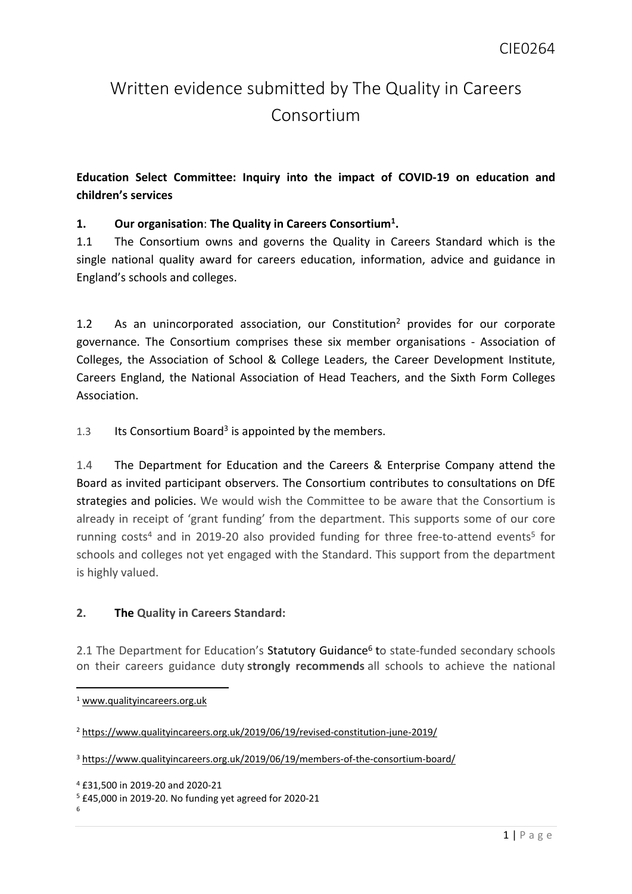CIE0264

# Written evidence submitted by The Quality in Careers Consortium

**Education Select Committee: Inquiry into the impact of COVID-19 on education and children's services**

## 1. Our organisation: The Quality in Careers Consortium[1].

1.1 The Consortium owns and governs the Quality in Careers Standard which is the single national quality award for careers education, information, advice and guidance in England's schools and colleges.

1.2 As an unincorporated association, our Constitution[2] provides for our corporate governance. The Consortium comprises these six member organisations - Association of Colleges, the Association of School & College Leaders, the Career Development Institute, Careers England, the National Association of Head Teachers, and the Sixth Form Colleges Association.

1.3 Its Consortium Board[3] is appointed by the members.

1.4 The Department for Education and the Careers & Enterprise Company attend the Board as invited participant observers. The Consortium contributes to consultations on DfE strategies and policies. We would wish the Committee to be aware that the Consortium is already in receipt of 'grant funding' from the department. This supports some of our core running costs[4] and in 2019-20 also provided funding for three free-to-attend events[5] for schools and colleges not yet engaged with the Standard. This support from the department is highly valued.

## 2. The Quality in Careers Standard:

2.1 The Department for Education's Statutory Guidance[6] to state-funded secondary schools on their careers guidance duty **strongly recommends** all schools to achieve the national

---

[1] www.qualityincareers.org.uk

[2] https://www.qualityincareers.org.uk/2019/06/19/revised-constitution-june-2019/

[3] https://www.qualityincareers.org.uk/2019/06/19/members-of-the-consortium-board/

[4] £31,500 in 2019-20 and 2020-21

[5] £45,000 in 2019-20. No funding yet agreed for 2020-21

[6]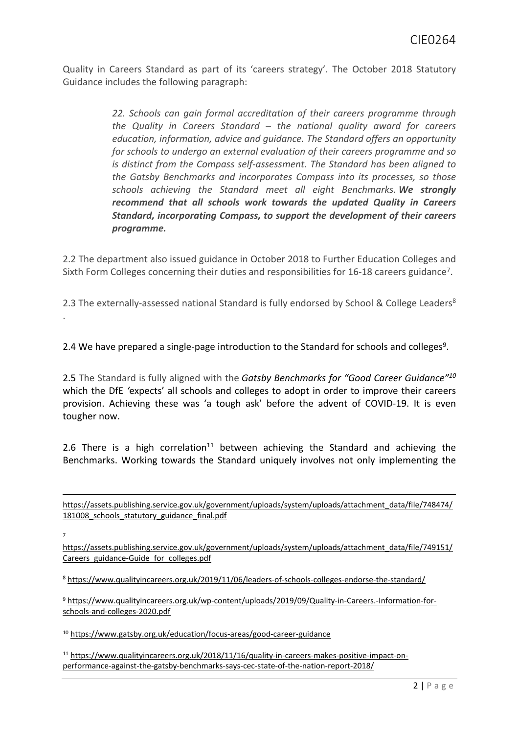Quality in Careers Standard as part of its 'careers strategy'. The October 2018 Statutory Guidance includes the following paragraph:

> *22. Schools can gain formal accreditation of their careers programme through the Quality in Careers Standard – the national quality award for careers education, information, advice and guidance. The Standard offers an opportunity for schools to undergo an external evaluation of their careers programme and so is distinct from the Compass self-assessment. The Standard has been aligned to the Gatsby Benchmarks and incorporates Compass into its processes, so those schools achieving the Standard meet all eight Benchmarks.* ***We strongly recommend that all schools work towards the updated Quality in Careers Standard, incorporating Compass, to support the development of their careers programme.***

2.2 The department also issued guidance in October 2018 to Further Education Colleges and Sixth Form Colleges concerning their duties and responsibilities for 16-18 careers guidance[7].

2.3 The externally-assessed national Standard is fully endorsed by School & College Leaders[8].

2.4 We have prepared a single-page introduction to the Standard for schools and colleges[9].

2.5 The Standard is fully aligned with the ***Gatsby Benchmarks for "Good Career Guidance"***[10] which the DfE *'*expects' all schools and colleges to adopt in order to improve their careers provision. Achieving these was 'a tough ask' before the advent of COVID-19. It is even tougher now.

2.6 There is a high correlation[11] between achieving the Standard and achieving the Benchmarks. Working towards the Standard uniquely involves not only implementing the

---

https://assets.publishing.service.gov.uk/government/uploads/system/uploads/attachment_data/file/748474/181008_schools_statutory_guidance_final.pdf

[7] https://assets.publishing.service.gov.uk/government/uploads/system/uploads/attachment_data/file/749151/Careers_guidance-Guide_for_colleges.pdf

[8] https://www.qualityincareers.org.uk/2019/11/06/leaders-of-schools-colleges-endorse-the-standard/

[9] https://www.qualityincareers.org.uk/wp-content/uploads/2019/09/Quality-in-Careers.-Information-for-schools-and-colleges-2020.pdf

[10] https://www.gatsby.org.uk/education/focus-areas/good-career-guidance

[11] https://www.qualityincareers.org.uk/2018/11/16/quality-in-careers-makes-positive-impact-on-performance-against-the-gatsby-benchmarks-says-cec-state-of-the-nation-report-2018/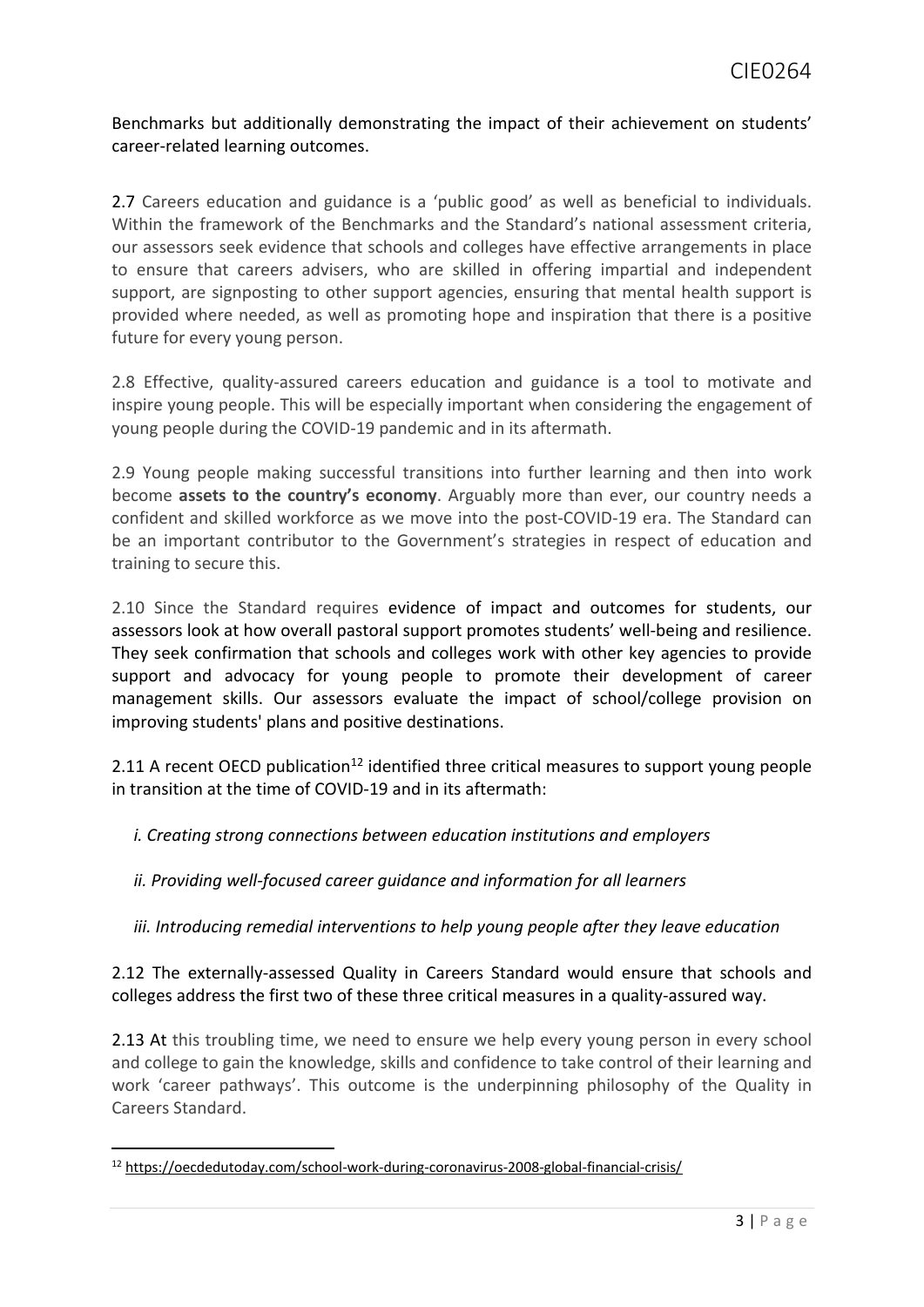Benchmarks but additionally demonstrating the impact of their achievement on students' career-related learning outcomes.

2.7 Careers education and guidance is a 'public good' as well as beneficial to individuals. Within the framework of the Benchmarks and the Standard's national assessment criteria, our assessors seek evidence that schools and colleges have effective arrangements in place to ensure that careers advisers, who are skilled in offering impartial and independent support, are signposting to other support agencies, ensuring that mental health support is provided where needed, as well as promoting hope and inspiration that there is a positive future for every young person.

2.8 Effective, quality-assured careers education and guidance is a tool to motivate and inspire young people. This will be especially important when considering the engagement of young people during the COVID-19 pandemic and in its aftermath.

2.9 Young people making successful transitions into further learning and then into work become **assets to the country's economy**. Arguably more than ever, our country needs a confident and skilled workforce as we move into the post-COVID-19 era. The Standard can be an important contributor to the Government's strategies in respect of education and training to secure this.

2.10 Since the Standard requires evidence of impact and outcomes for students, our assessors look at how overall pastoral support promotes students' well-being and resilience. They seek confirmation that schools and colleges work with other key agencies to provide support and advocacy for young people to promote their development of career management skills. Our assessors evaluate the impact of school/college provision on improving students' plans and positive destinations.

2.11 A recent OECD publication[12] identified three critical measures to support young people in transition at the time of COVID-19 and in its aftermath:

*i. Creating strong connections between education institutions and employers*

*ii. Providing well-focused career guidance and information for all learners*

*iii. Introducing remedial interventions to help young people after they leave education*

2.12 The externally-assessed Quality in Careers Standard would ensure that schools and colleges address the first two of these three critical measures in a quality-assured way.

2.13 At this troubling time, we need to ensure we help every young person in every school and college to gain the knowledge, skills and confidence to take control of their learning and work 'career pathways'. This outcome is the underpinning philosophy of the Quality in Careers Standard.

[12] https://oecdedutoday.com/school-work-during-coronavirus-2008-global-financial-crisis/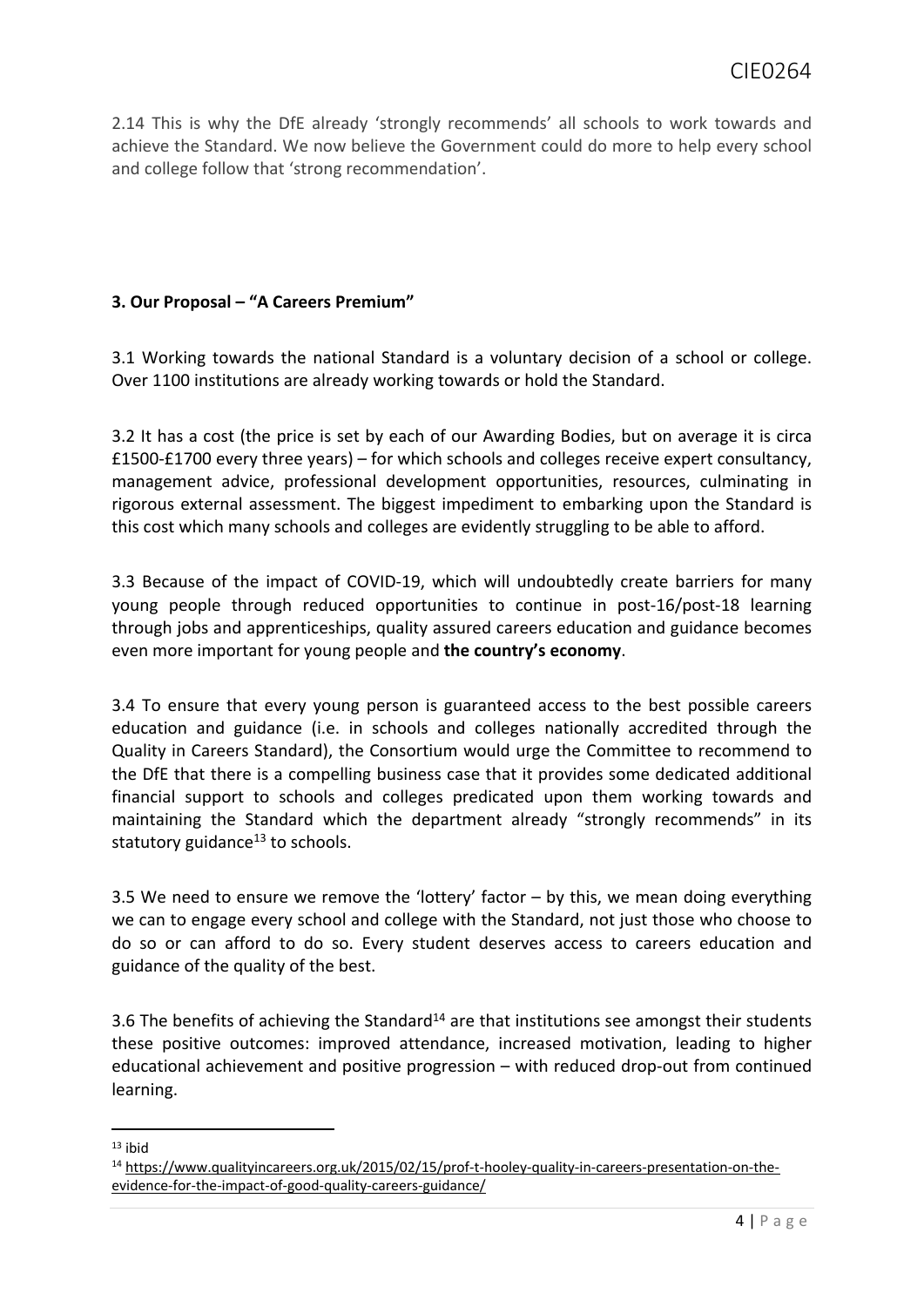2.14 This is why the DfE already 'strongly recommends' all schools to work towards and achieve the Standard. We now believe the Government could do more to help every school and college follow that 'strong recommendation'.

### 3. Our Proposal – "A Careers Premium"

3.1 Working towards the national Standard is a voluntary decision of a school or college. Over 1100 institutions are already working towards or hold the Standard.

3.2 It has a cost (the price is set by each of our Awarding Bodies, but on average it is circa £1500-£1700 every three years) – for which schools and colleges receive expert consultancy, management advice, professional development opportunities, resources, culminating in rigorous external assessment. The biggest impediment to embarking upon the Standard is this cost which many schools and colleges are evidently struggling to be able to afford.

3.3 Because of the impact of COVID-19, which will undoubtedly create barriers for many young people through reduced opportunities to continue in post-16/post-18 learning through jobs and apprenticeships, quality assured careers education and guidance becomes even more important for young people and **the country's economy**.

3.4 To ensure that every young person is guaranteed access to the best possible careers education and guidance (i.e. in schools and colleges nationally accredited through the Quality in Careers Standard), the Consortium would urge the Committee to recommend to the DfE that there is a compelling business case that it provides some dedicated additional financial support to schools and colleges predicated upon them working towards and maintaining the Standard which the department already "strongly recommends" in its statutory guidance[13] to schools.

3.5 We need to ensure we remove the 'lottery' factor – by this, we mean doing everything we can to engage every school and college with the Standard, not just those who choose to do so or can afford to do so. Every student deserves access to careers education and guidance of the quality of the best.

3.6 The benefits of achieving the Standard[14] are that institutions see amongst their students these positive outcomes: improved attendance, increased motivation, leading to higher educational achievement and positive progression – with reduced drop-out from continued learning.

---

[13] ibid

[14] https://www.qualityincareers.org.uk/2015/02/15/prof-t-hooley-quality-in-careers-presentation-on-the-evidence-for-the-impact-of-good-quality-careers-guidance/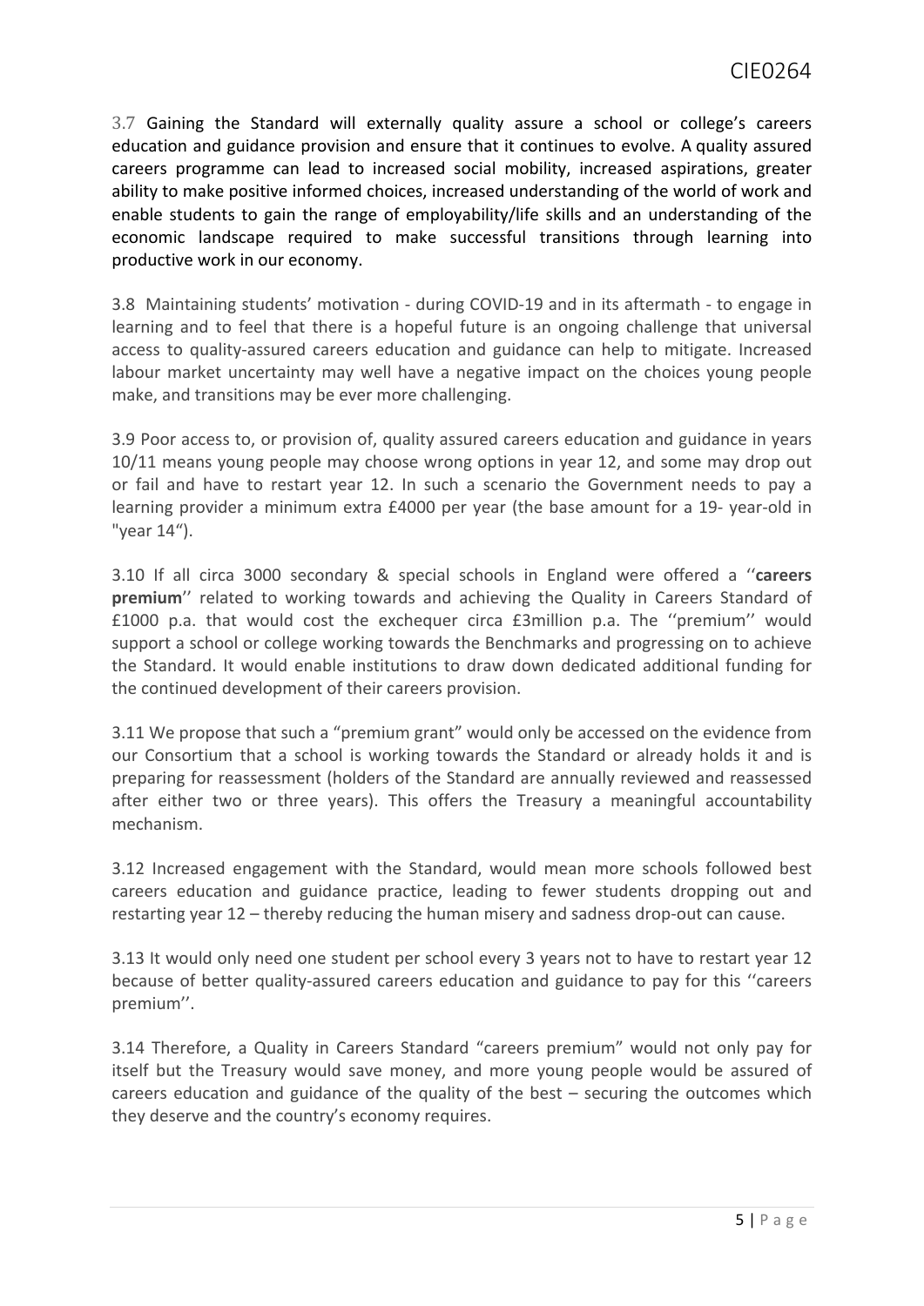3.7 Gaining the Standard will externally quality assure a school or college's careers education and guidance provision and ensure that it continues to evolve. A quality assured careers programme can lead to increased social mobility, increased aspirations, greater ability to make positive informed choices, increased understanding of the world of work and enable students to gain the range of employability/life skills and an understanding of the economic landscape required to make successful transitions through learning into productive work in our economy.

3.8 Maintaining students' motivation - during COVID-19 and in its aftermath - to engage in learning and to feel that there is a hopeful future is an ongoing challenge that universal access to quality-assured careers education and guidance can help to mitigate. Increased labour market uncertainty may well have a negative impact on the choices young people make, and transitions may be ever more challenging.

3.9 Poor access to, or provision of, quality assured careers education and guidance in years 10/11 means young people may choose wrong options in year 12, and some may drop out or fail and have to restart year 12. In such a scenario the Government needs to pay a learning provider a minimum extra £4000 per year (the base amount for a 19- year-old in "year 14").

3.10 If all circa 3000 secondary & special schools in England were offered a ''**careers premium**'' related to working towards and achieving the Quality in Careers Standard of £1000 p.a. that would cost the exchequer circa £3million p.a. The ''premium'' would support a school or college working towards the Benchmarks and progressing on to achieve the Standard. It would enable institutions to draw down dedicated additional funding for the continued development of their careers provision.

3.11 We propose that such a "premium grant" would only be accessed on the evidence from our Consortium that a school is working towards the Standard or already holds it and is preparing for reassessment (holders of the Standard are annually reviewed and reassessed after either two or three years). This offers the Treasury a meaningful accountability mechanism.

3.12 Increased engagement with the Standard, would mean more schools followed best careers education and guidance practice, leading to fewer students dropping out and restarting year 12 – thereby reducing the human misery and sadness drop-out can cause.

3.13 It would only need one student per school every 3 years not to have to restart year 12 because of better quality-assured careers education and guidance to pay for this ''careers premium''.

3.14 Therefore, a Quality in Careers Standard "careers premium" would not only pay for itself but the Treasury would save money, and more young people would be assured of careers education and guidance of the quality of the best – securing the outcomes which they deserve and the country's economy requires.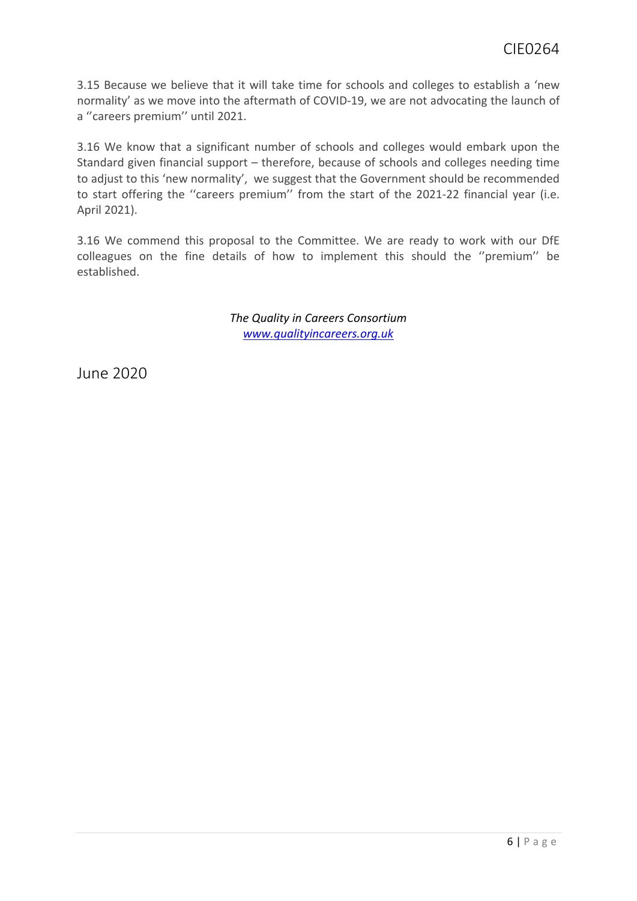3.15 Because we believe that it will take time for schools and colleges to establish a 'new normality' as we move into the aftermath of COVID-19, we are not advocating the launch of a ''careers premium'' until 2021.

3.16 We know that a significant number of schools and colleges would embark upon the Standard given financial support – therefore, because of schools and colleges needing time to adjust to this 'new normality', we suggest that the Government should be recommended to start offering the ''careers premium'' from the start of the 2021-22 financial year (i.e. April 2021).

3.16 We commend this proposal to the Committee. We are ready to work with our DfE colleagues on the fine details of how to implement this should the ''premium'' be established.

*The Quality in Careers Consortium*
*[www.qualityincareers.org.uk](http://www.qualityincareers.org.uk)*

June 2020